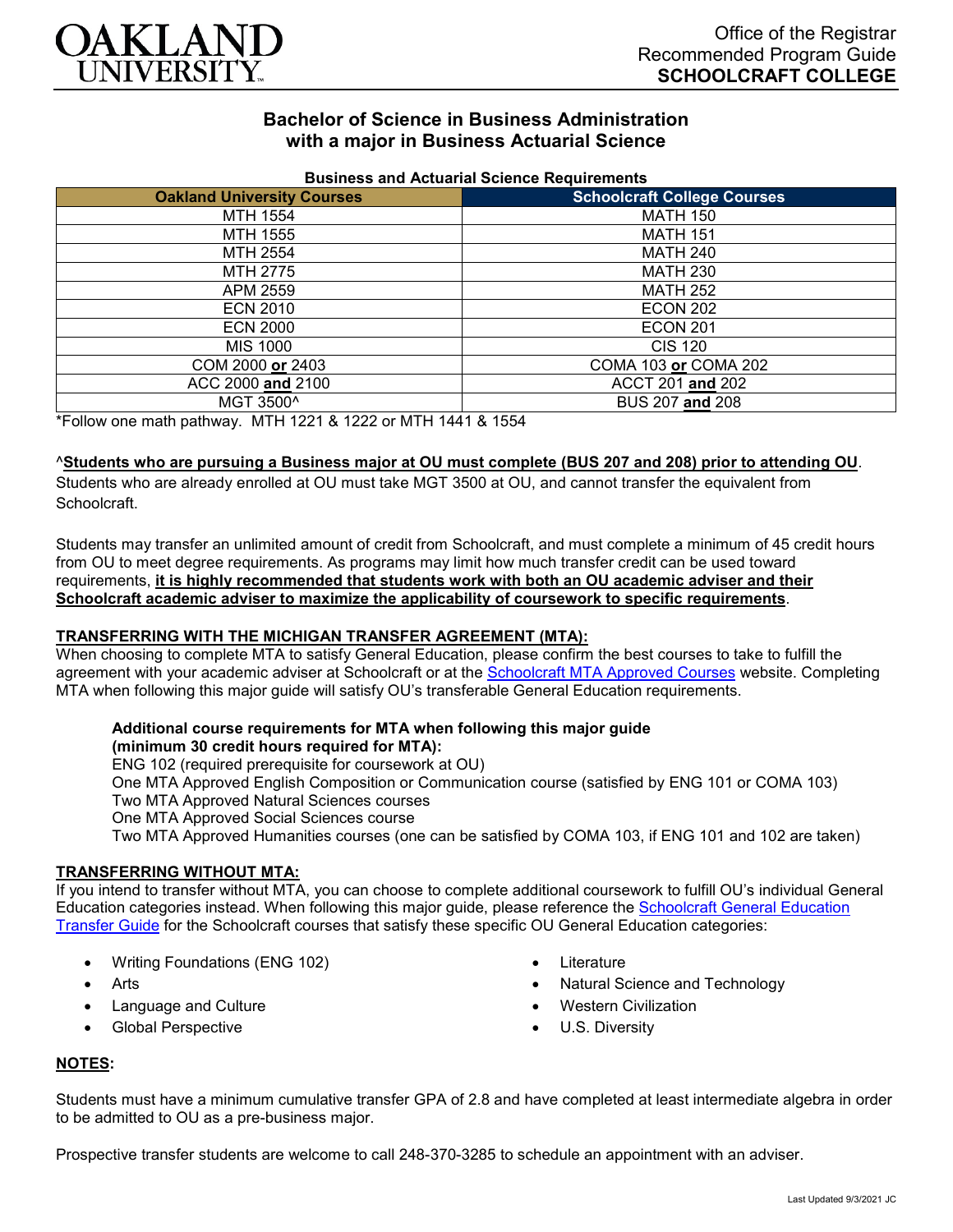Office of the Registrar
Recommended Program Guide
**SCHOOLCRAFT COLLEGE**

# Bachelor of Science in Business Administration with a major in Business Actuarial Science

**Business and Actuarial Science Requirements**

| Oakland University Courses | Schoolcraft College Courses |
|---|---|
| MTH 1554 | MATH 150 |
| MTH 1555 | MATH 151 |
| MTH 2554 | MATH 240 |
| MTH 2775 | MATH 230 |
| APM 2559 | MATH 252 |
| ECN 2010 | ECON 202 |
| ECN 2000 | ECON 201 |
| MIS 1000 | CIS 120 |
| COM 2000 **or** 2403 | COMA 103 **or** COMA 202 |
| ACC 2000 **and** 2100 | ACCT 201 **and** 202 |
| MGT 3500^ | BUS 207 **and** 208 |

*Follow one math pathway. MTH 1221 & 1222 or MTH 1441 & 1554

^**Students who are pursuing a Business major at OU must complete (BUS 207 and 208) prior to attending OU**. Students who are already enrolled at OU must take MGT 3500 at OU, and cannot transfer the equivalent from Schoolcraft.

Students may transfer an unlimited amount of credit from Schoolcraft, and must complete a minimum of 45 credit hours from OU to meet degree requirements. As programs may limit how much transfer credit can be used toward requirements, **it is highly recommended that students work with both an OU academic adviser and their Schoolcraft academic adviser to maximize the applicability of coursework to specific requirements**.

## TRANSFERRING WITH THE MICHIGAN TRANSFER AGREEMENT (MTA):

When choosing to complete MTA to satisfy General Education, please confirm the best courses to take to fulfill the agreement with your academic adviser at Schoolcraft or at the Schoolcraft MTA Approved Courses website. Completing MTA when following this major guide will satisfy OU's transferable General Education requirements.

**Additional course requirements for MTA when following this major guide (minimum 30 credit hours required for MTA):**
ENG 102 (required prerequisite for coursework at OU)
One MTA Approved English Composition or Communication course (satisfied by ENG 101 or COMA 103)
Two MTA Approved Natural Sciences courses
One MTA Approved Social Sciences course
Two MTA Approved Humanities courses (one can be satisfied by COMA 103, if ENG 101 and 102 are taken)

## TRANSFERRING WITHOUT MTA:

If you intend to transfer without MTA, you can choose to complete additional coursework to fulfill OU's individual General Education categories instead. When following this major guide, please reference the Schoolcraft General Education Transfer Guide for the Schoolcraft courses that satisfy these specific OU General Education categories:

- Writing Foundations (ENG 102)
- Arts
- Language and Culture
- Global Perspective
- Literature
- Natural Science and Technology
- Western Civilization
- U.S. Diversity

## NOTES:

Students must have a minimum cumulative transfer GPA of 2.8 and have completed at least intermediate algebra in order to be admitted to OU as a pre-business major.

Prospective transfer students are welcome to call 248-370-3285 to schedule an appointment with an adviser.

Last Updated 9/3/2021 JC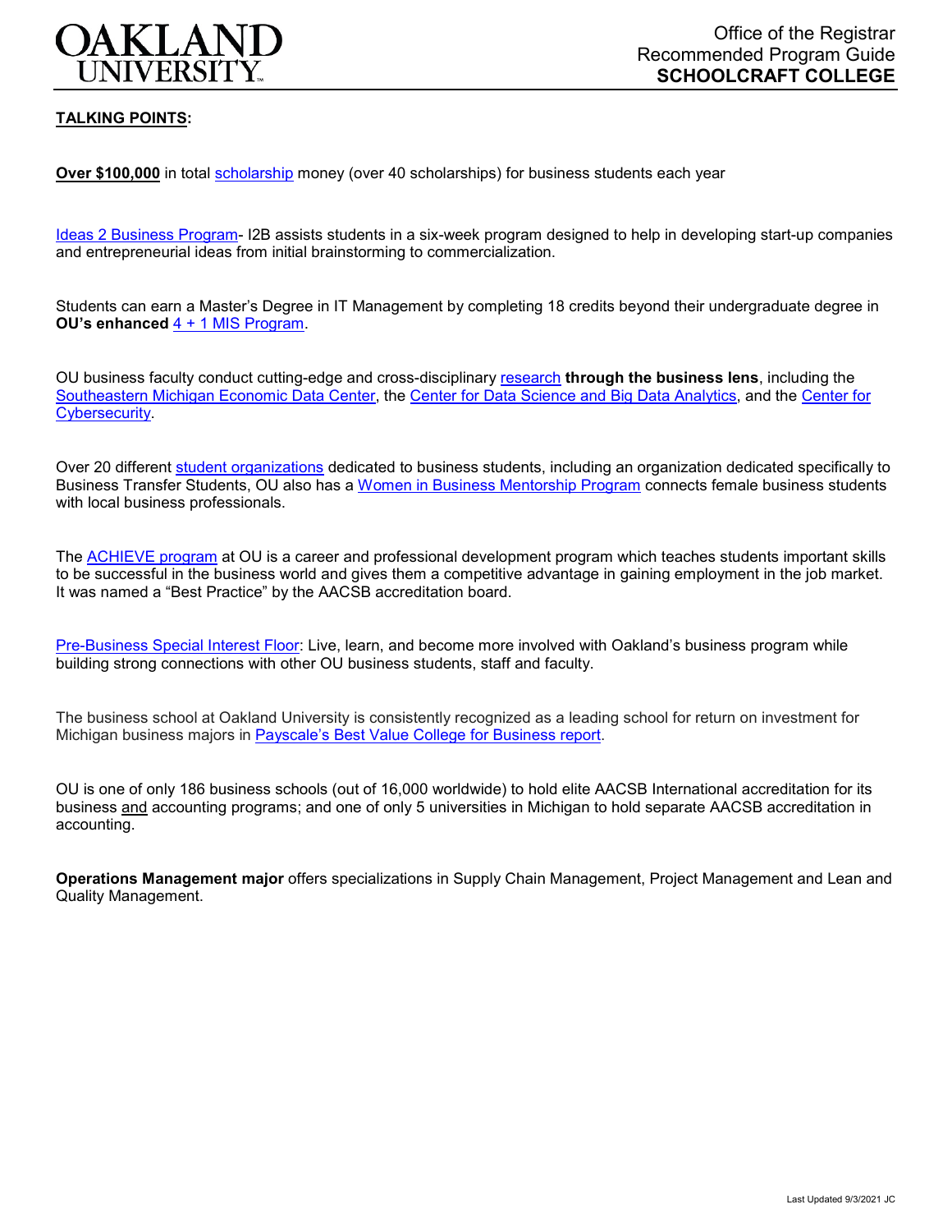**TALKING POINTS:**

**Over $100,000** in total scholarship money (over 40 scholarships) for business students each year

Ideas 2 Business Program- I2B assists students in a six-week program designed to help in developing start-up companies and entrepreneurial ideas from initial brainstorming to commercialization.

Students can earn a Master's Degree in IT Management by completing 18 credits beyond their undergraduate degree in **OU's enhanced** 4 + 1 MIS Program.

OU business faculty conduct cutting-edge and cross-disciplinary research **through the business lens**, including the Southeastern Michigan Economic Data Center, the Center for Data Science and Big Data Analytics, and the Center for Cybersecurity.

Over 20 different student organizations dedicated to business students, including an organization dedicated specifically to Business Transfer Students, OU also has a Women in Business Mentorship Program connects female business students with local business professionals.

The ACHIEVE program at OU is a career and professional development program which teaches students important skills to be successful in the business world and gives them a competitive advantage in gaining employment in the job market. It was named a "Best Practice" by the AACSB accreditation board.

Pre-Business Special Interest Floor: Live, learn, and become more involved with Oakland's business program while building strong connections with other OU business students, staff and faculty.

The business school at Oakland University is consistently recognized as a leading school for return on investment for Michigan business majors in Payscale's Best Value College for Business report.

OU is one of only 186 business schools (out of 16,000 worldwide) to hold elite AACSB International accreditation for its business and accounting programs; and one of only 5 universities in Michigan to hold separate AACSB accreditation in accounting.

**Operations Management major** offers specializations in Supply Chain Management, Project Management and Lean and Quality Management.